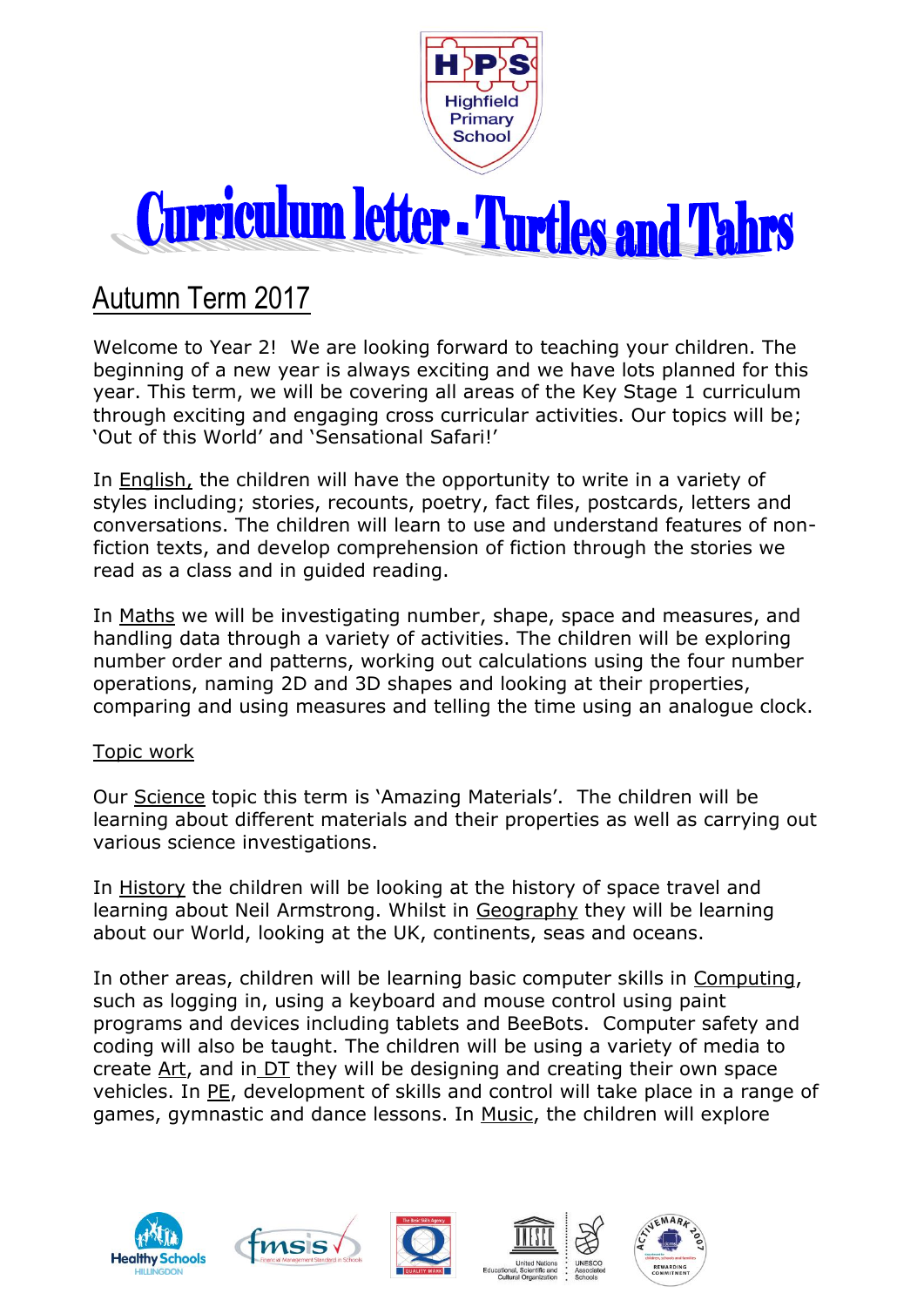# Curriculum letter - Turtles and Tahrs

## Autumn Term 2017

Welcome to Year 2! We are looking forward to teaching your children. The beginning of a new year is always exciting and we have lots planned for this year. This term, we will be covering all areas of the Key Stage 1 curriculum through exciting and engaging cross curricular activities. Our topics will be; 'Out of this World' and 'Sensational Safari!'

In English, the children will have the opportunity to write in a variety of styles including; stories, recounts, poetry, fact files, postcards, letters and conversations. The children will learn to use and understand features of non-fiction texts, and develop comprehension of fiction through the stories we read as a class and in guided reading.

In Maths we will be investigating number, shape, space and measures, and handling data through a variety of activities. The children will be exploring number order and patterns, working out calculations using the four number operations, naming 2D and 3D shapes and looking at their properties, comparing and using measures and telling the time using an analogue clock.

Topic work

Our Science topic this term is 'Amazing Materials'. The children will be learning about different materials and their properties as well as carrying out various science investigations.

In History the children will be looking at the history of space travel and learning about Neil Armstrong. Whilst in Geography they will be learning about our World, looking at the UK, continents, seas and oceans.

In other areas, children will be learning basic computer skills in Computing, such as logging in, using a keyboard and mouse control using paint programs and devices including tablets and BeeBots. Computer safety and coding will also be taught. The children will be using a variety of media to create Art, and in DT they will be designing and creating their own space vehicles. In PE, development of skills and control will take place in a range of games, gymnastic and dance lessons. In Music, the children will explore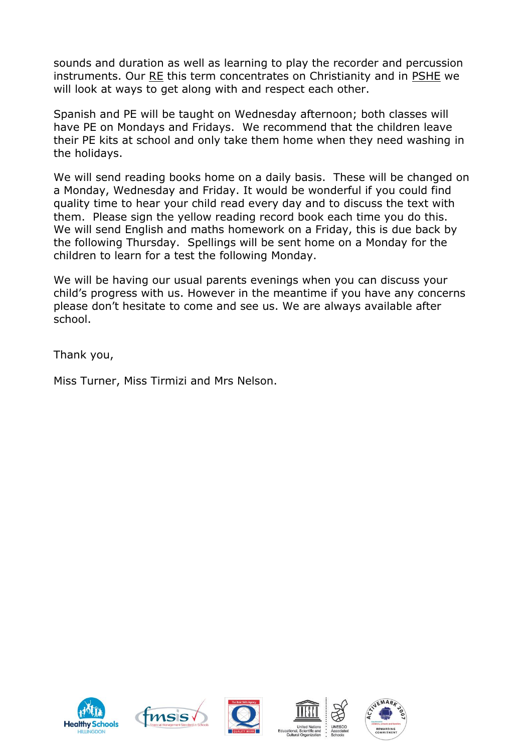sounds and duration as well as learning to play the recorder and percussion instruments. Our RE this term concentrates on Christianity and in PSHE we will look at ways to get along with and respect each other.

Spanish and PE will be taught on Wednesday afternoon; both classes will have PE on Mondays and Fridays. We recommend that the children leave their PE kits at school and only take them home when they need washing in the holidays.

We will send reading books home on a daily basis. These will be changed on a Monday, Wednesday and Friday. It would be wonderful if you could find quality time to hear your child read every day and to discuss the text with them. Please sign the yellow reading record book each time you do this. We will send English and maths homework on a Friday, this is due back by the following Thursday. Spellings will be sent home on a Monday for the children to learn for a test the following Monday.

We will be having our usual parents evenings when you can discuss your child's progress with us. However in the meantime if you have any concerns please don't hesitate to come and see us. We are always available after school.

Thank you,

Miss Turner, Miss Tirmizi and Mrs Nelson.